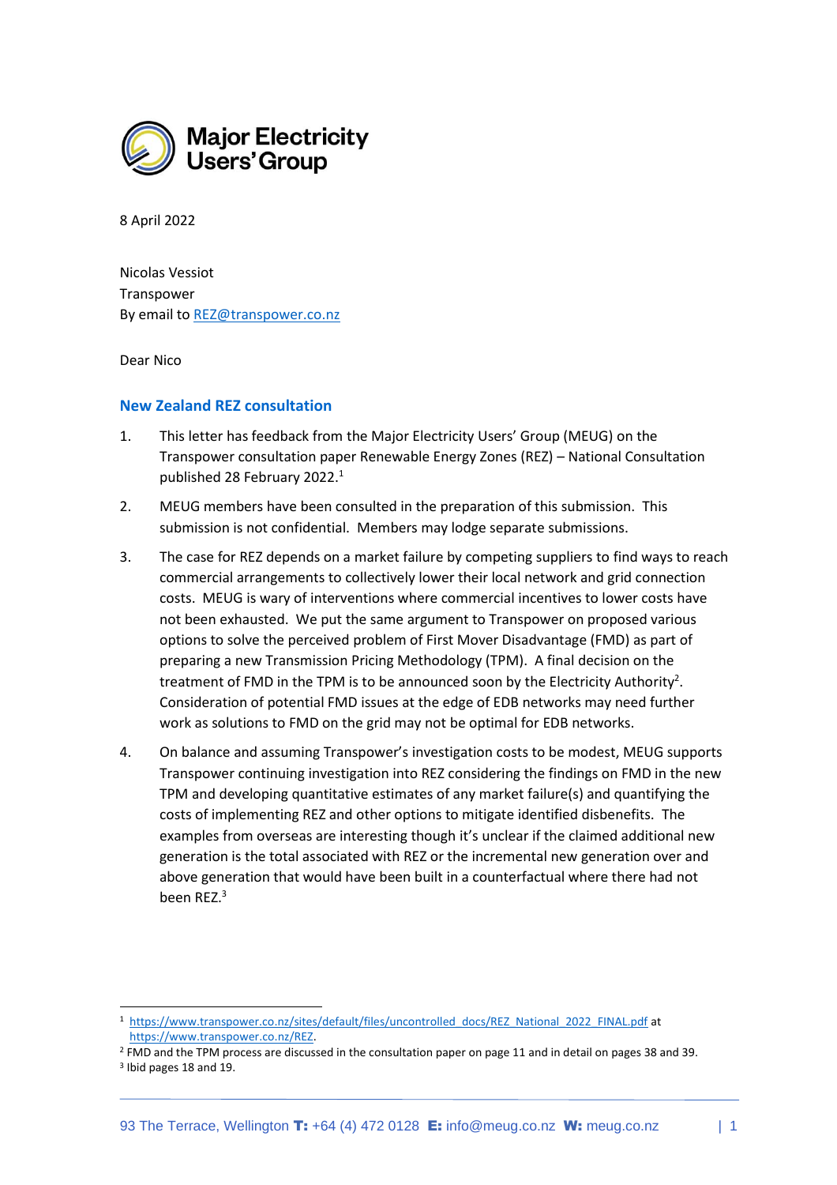Major Electricity Users' Group

8 April 2022

Nicolas Vessiot
Transpower
By email to REZ@transpower.co.nz

Dear Nico

## New Zealand REZ consultation

1. This letter has feedback from the Major Electricity Users' Group (MEUG) on the Transpower consultation paper Renewable Energy Zones (REZ) – National Consultation published 28 February 2022.[1]

2. MEUG members have been consulted in the preparation of this submission. This submission is not confidential. Members may lodge separate submissions.

3. The case for REZ depends on a market failure by competing suppliers to find ways to reach commercial arrangements to collectively lower their local network and grid connection costs. MEUG is wary of interventions where commercial incentives to lower costs have not been exhausted. We put the same argument to Transpower on proposed various options to solve the perceived problem of First Mover Disadvantage (FMD) as part of preparing a new Transmission Pricing Methodology (TPM). A final decision on the treatment of FMD in the TPM is to be announced soon by the Electricity Authority[2]. Consideration of potential FMD issues at the edge of EDB networks may need further work as solutions to FMD on the grid may not be optimal for EDB networks.

4. On balance and assuming Transpower's investigation costs to be modest, MEUG supports Transpower continuing investigation into REZ considering the findings on FMD in the new TPM and developing quantitative estimates of any market failure(s) and quantifying the costs of implementing REZ and other options to mitigate identified disbenefits. The examples from overseas are interesting though it's unclear if the claimed additional new generation is the total associated with REZ or the incremental new generation over and above generation that would have been built in a counterfactual where there had not been REZ.[3]

---

[1] https://www.transpower.co.nz/sites/default/files/uncontrolled_docs/REZ_National_2022_FINAL.pdf at https://www.transpower.co.nz/REZ.

[2] FMD and the TPM process are discussed in the consultation paper on page 11 and in detail on pages 38 and 39.

[3] Ibid pages 18 and 19.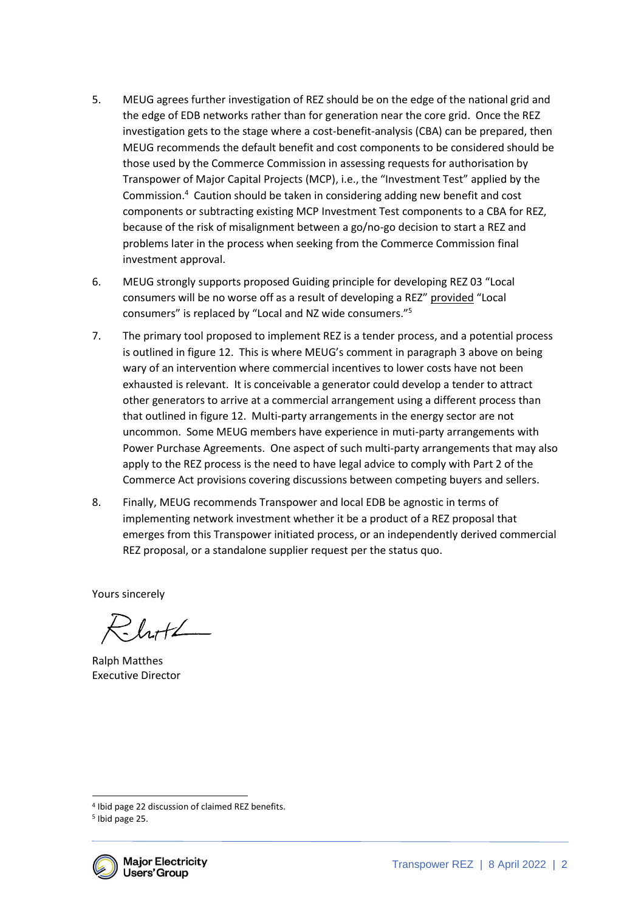5. MEUG agrees further investigation of REZ should be on the edge of the national grid and the edge of EDB networks rather than for generation near the core grid. Once the REZ investigation gets to the stage where a cost-benefit-analysis (CBA) can be prepared, then MEUG recommends the default benefit and cost components to be considered should be those used by the Commerce Commission in assessing requests for authorisation by Transpower of Major Capital Projects (MCP), i.e., the "Investment Test" applied by the Commission.[4] Caution should be taken in considering adding new benefit and cost components or subtracting existing MCP Investment Test components to a CBA for REZ, because of the risk of misalignment between a go/no-go decision to start a REZ and problems later in the process when seeking from the Commerce Commission final investment approval.

6. MEUG strongly supports proposed Guiding principle for developing REZ 03 "Local consumers will be no worse off as a result of developing a REZ" provided "Local consumers" is replaced by "Local and NZ wide consumers."[5]

7. The primary tool proposed to implement REZ is a tender process, and a potential process is outlined in figure 12. This is where MEUG's comment in paragraph 3 above on being wary of an intervention where commercial incentives to lower costs have not been exhausted is relevant. It is conceivable a generator could develop a tender to attract other generators to arrive at a commercial arrangement using a different process than that outlined in figure 12. Multi-party arrangements in the energy sector are not uncommon. Some MEUG members have experience in muti-party arrangements with Power Purchase Agreements. One aspect of such multi-party arrangements that may also apply to the REZ process is the need to have legal advice to comply with Part 2 of the Commerce Act provisions covering discussions between competing buyers and sellers.

8. Finally, MEUG recommends Transpower and local EDB be agnostic in terms of implementing network investment whether it be a product of a REZ proposal that emerges from this Transpower initiated process, or an independently derived commercial REZ proposal, or a standalone supplier request per the status quo.

Yours sincerely

Ralph Matthes
Executive Director

[4] Ibid page 22 discussion of claimed REZ benefits.

[5] Ibid page 25.